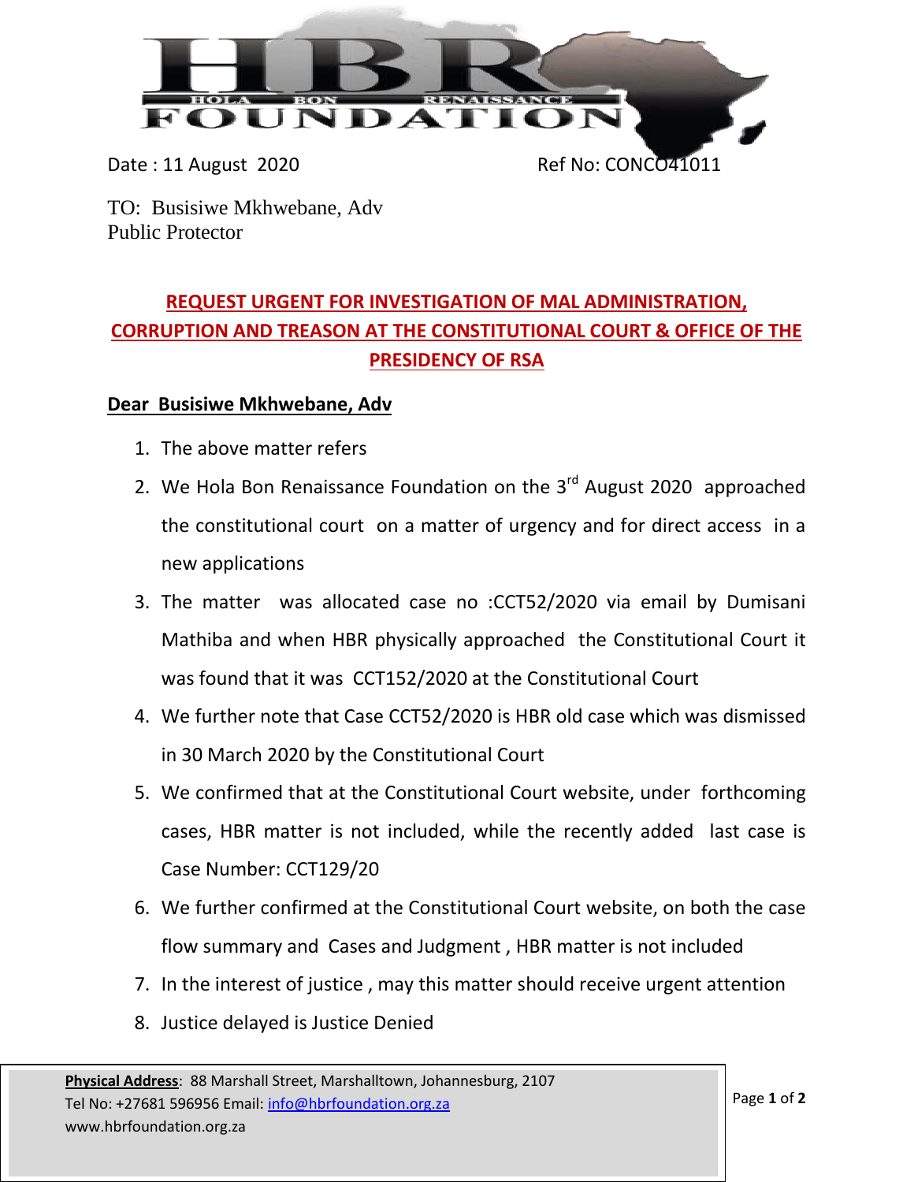HBR

HOLA BON RENAISSANCE

FOUNDATION

Date : 11 August 2020 Ref No: CONCO41011

TO: Busisiwe Mkhwebane, Adv
Public Protector

## REQUEST URGENT FOR INVESTIGATION OF MAL ADMINISTRATION, CORRUPTION AND TREASON AT THE CONSTITUTIONAL COURT & OFFICE OF THE PRESIDENCY OF RSA

**Dear Busisiwe Mkhwebane, Adv**

1. The above matter refers
2. We Hola Bon Renaissance Foundation on the 3rd August 2020 approached the constitutional court on a matter of urgency and for direct access in a new applications
3. The matter was allocated case no :CCT52/2020 via email by Dumisani Mathiba and when HBR physically approached the Constitutional Court it was found that it was CCT152/2020 at the Constitutional Court
4. We further note that Case CCT52/2020 is HBR old case which was dismissed in 30 March 2020 by the Constitutional Court
5. We confirmed that at the Constitutional Court website, under forthcoming cases, HBR matter is not included, while the recently added last case is Case Number: CCT129/20
6. We further confirmed at the Constitutional Court website, on both the case flow summary and Cases and Judgment , HBR matter is not included
7. In the interest of justice , may this matter should receive urgent attention
8. Justice delayed is Justice Denied

**Physical Address**: 88 Marshall Street, Marshalltown, Johannesburg, 2107
Tel No: +27681 596956 Email: info@hbrfoundation.org.za
www.hbrfoundation.org.za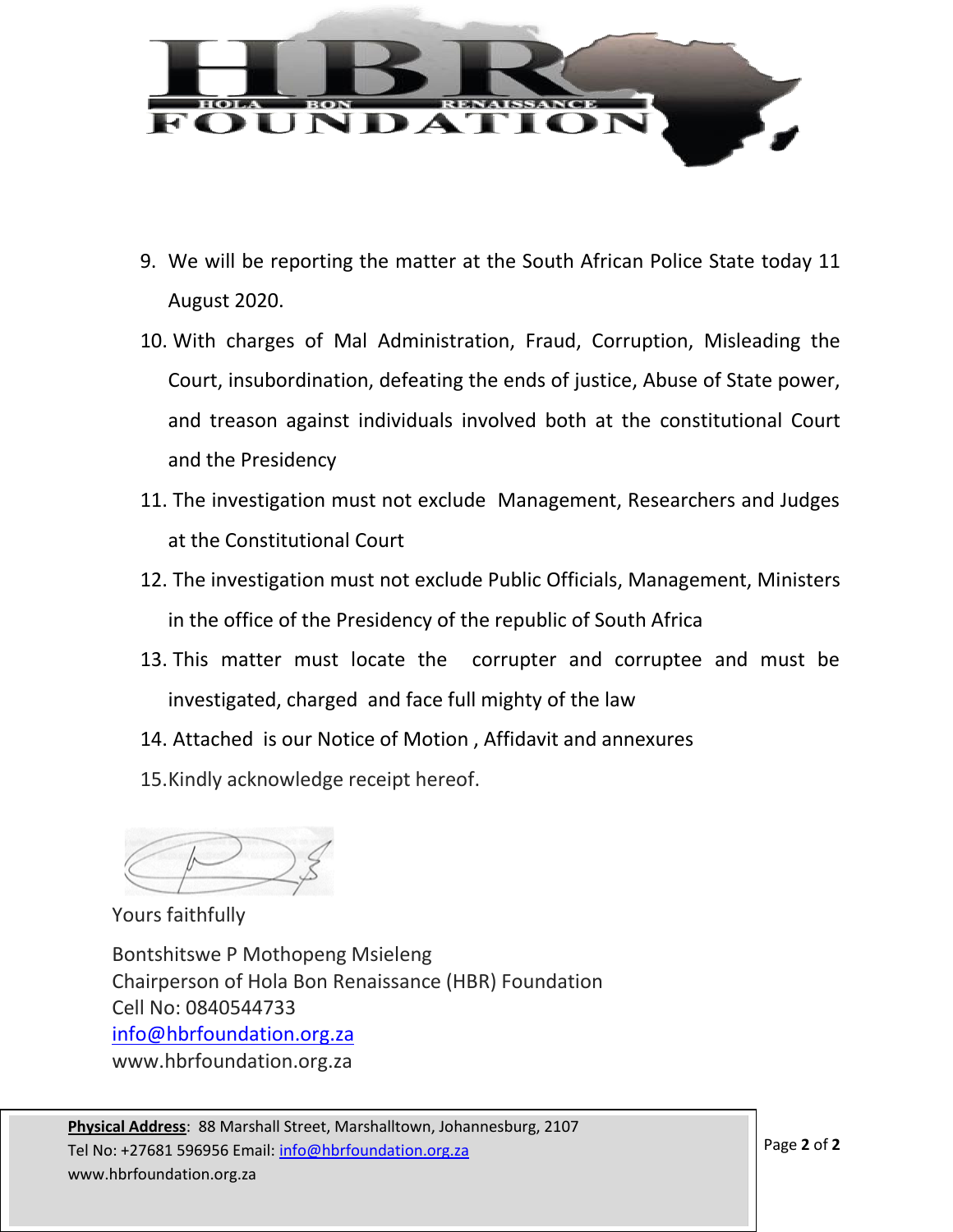9. We will be reporting the matter at the South African Police State today 11 August 2020.
10. With charges of Mal Administration, Fraud, Corruption, Misleading the Court, insubordination, defeating the ends of justice, Abuse of State power, and treason against individuals involved both at the constitutional Court and the Presidency
11. The investigation must not exclude Management, Researchers and Judges at the Constitutional Court
12. The investigation must not exclude Public Officials, Management, Ministers in the office of the Presidency of the republic of South Africa
13. This matter must locate the corrupter and corruptee and must be investigated, charged and face full mighty of the law
14. Attached is our Notice of Motion , Affidavit and annexures
15. Kindly acknowledge receipt hereof.

Yours faithfully

Bontshitswe P Mothopeng Msieleng
Chairperson of Hola Bon Renaissance (HBR) Foundation
Cell No: 0840544733
info@hbrfoundation.org.za
www.hbrfoundation.org.za

**Physical Address**: 88 Marshall Street, Marshalltown, Johannesburg, 2107
Tel No: +27681 596956 Email: info@hbrfoundation.org.za
www.hbrfoundation.org.za